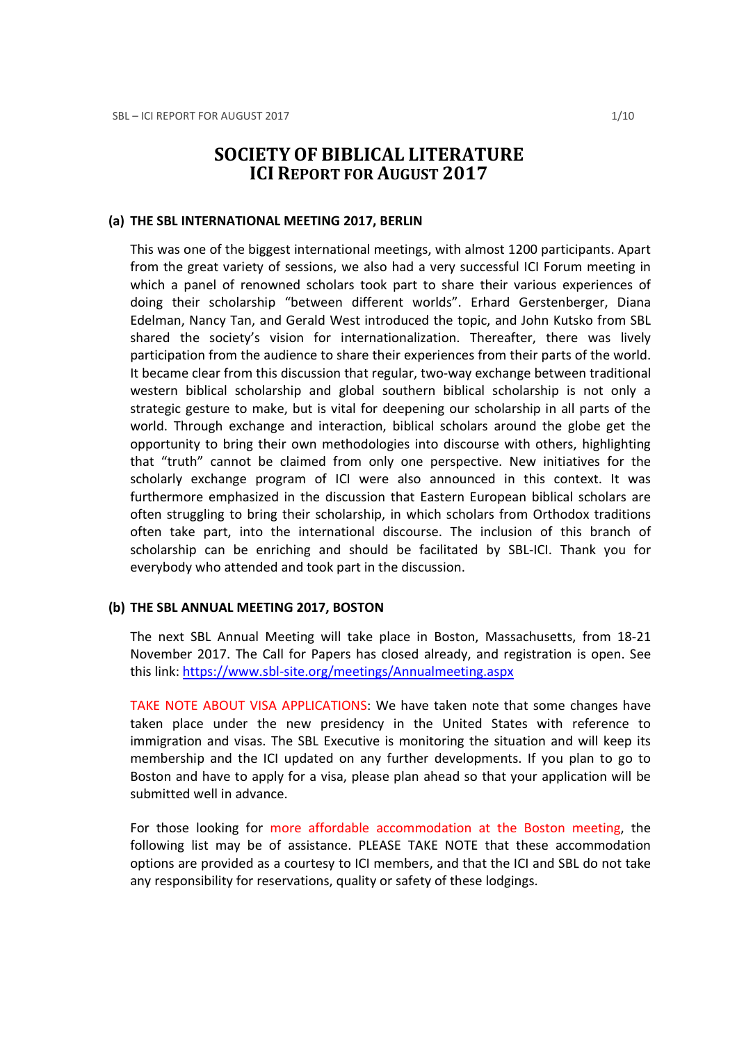# SOCIETY OF BIBLICAL LITERATURE
# ICI REPORT FOR AUGUST 2017

## (a) THE SBL INTERNATIONAL MEETING 2017, BERLIN

This was one of the biggest international meetings, with almost 1200 participants. Apart from the great variety of sessions, we also had a very successful ICI Forum meeting in which a panel of renowned scholars took part to share their various experiences of doing their scholarship "between different worlds". Erhard Gerstenberger, Diana Edelman, Nancy Tan, and Gerald West introduced the topic, and John Kutsko from SBL shared the society's vision for internationalization. Thereafter, there was lively participation from the audience to share their experiences from their parts of the world. It became clear from this discussion that regular, two-way exchange between traditional western biblical scholarship and global southern biblical scholarship is not only a strategic gesture to make, but is vital for deepening our scholarship in all parts of the world. Through exchange and interaction, biblical scholars around the globe get the opportunity to bring their own methodologies into discourse with others, highlighting that "truth" cannot be claimed from only one perspective. New initiatives for the scholarly exchange program of ICI were also announced in this context. It was furthermore emphasized in the discussion that Eastern European biblical scholars are often struggling to bring their scholarship, in which scholars from Orthodox traditions often take part, into the international discourse. The inclusion of this branch of scholarship can be enriching and should be facilitated by SBL-ICI. Thank you for everybody who attended and took part in the discussion.

## (b) THE SBL ANNUAL MEETING 2017, BOSTON

The next SBL Annual Meeting will take place in Boston, Massachusetts, from 18-21 November 2017. The Call for Papers has closed already, and registration is open. See this link: [https://www.sbl-site.org/meetings/Annualmeeting.aspx](https://www.sbl-site.org/meetings/Annualmeeting.aspx)

TAKE NOTE ABOUT VISA APPLICATIONS: We have taken note that some changes have taken place under the new presidency in the United States with reference to immigration and visas. The SBL Executive is monitoring the situation and will keep its membership and the ICI updated on any further developments. If you plan to go to Boston and have to apply for a visa, please plan ahead so that your application will be submitted well in advance.

For those looking for more affordable accommodation at the Boston meeting, the following list may be of assistance. PLEASE TAKE NOTE that these accommodation options are provided as a courtesy to ICI members, and that the ICI and SBL do not take any responsibility for reservations, quality or safety of these lodgings.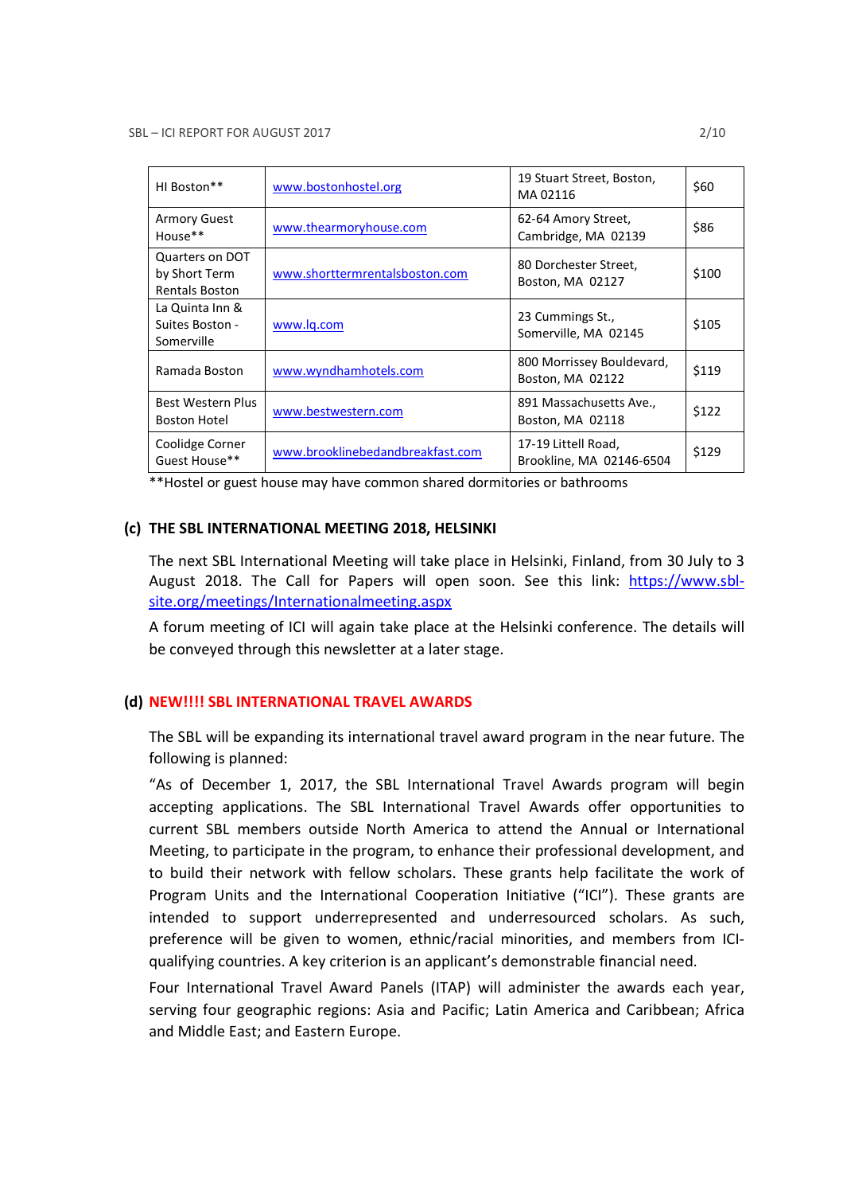| | | | |
|---|---|---|---|
| HI Boston** | www.bostonhostel.org | 19 Stuart Street, Boston, MA 02116 | $60 |
| Armory Guest House** | www.thearmoryhouse.com | 62-64 Amory Street, Cambridge, MA 02139 | $86 |
| Quarters on DOT by Short Term Rentals Boston | www.shorttermrentalsboston.com | 80 Dorchester Street, Boston, MA 02127 | $100 |
| La Quinta Inn & Suites Boston - Somerville | www.lq.com | 23 Cummings St., Somerville, MA 02145 | $105 |
| Ramada Boston | www.wyndhamhotels.com | 800 Morrissey Bouldevard, Boston, MA 02122 | $119 |
| Best Western Plus Boston Hotel | www.bestwestern.com | 891 Massachusetts Ave., Boston, MA 02118 | $122 |
| Coolidge Corner Guest House** | www.brooklinebedandbreakfast.com | 17-19 Littell Road, Brookline, MA 02146-6504 | $129 |

**Hostel or guest house may have common shared dormitories or bathrooms

### (c) THE SBL INTERNATIONAL MEETING 2018, HELSINKI

The next SBL International Meeting will take place in Helsinki, Finland, from 30 July to 3 August 2018. The Call for Papers will open soon. See this link: https://www.sbl-site.org/meetings/Internationalmeeting.aspx

A forum meeting of ICI will again take place at the Helsinki conference. The details will be conveyed through this newsletter at a later stage.

### (d) NEW!!!! SBL INTERNATIONAL TRAVEL AWARDS

The SBL will be expanding its international travel award program in the near future. The following is planned:

"As of December 1, 2017, the SBL International Travel Awards program will begin accepting applications. The SBL International Travel Awards offer opportunities to current SBL members outside North America to attend the Annual or International Meeting, to participate in the program, to enhance their professional development, and to build their network with fellow scholars. These grants help facilitate the work of Program Units and the International Cooperation Initiative ("ICI"). These grants are intended to support underrepresented and underresourced scholars. As such, preference will be given to women, ethnic/racial minorities, and members from ICI-qualifying countries. A key criterion is an applicant's demonstrable financial need.

Four International Travel Award Panels (ITAP) will administer the awards each year, serving four geographic regions: Asia and Pacific; Latin America and Caribbean; Africa and Middle East; and Eastern Europe.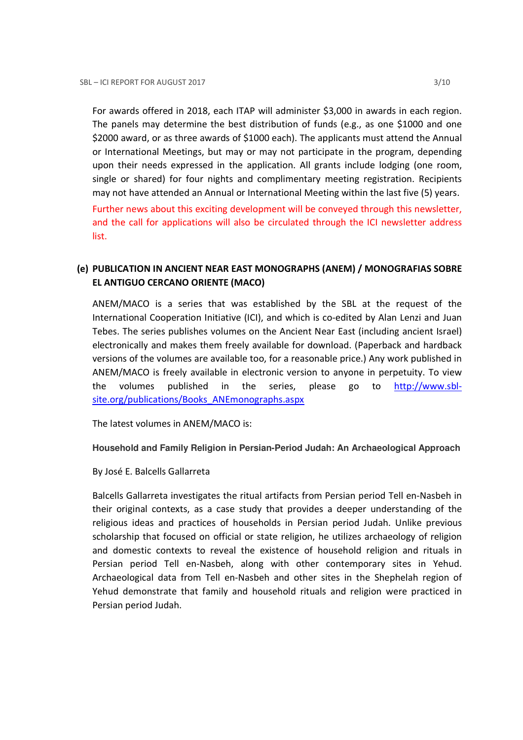For awards offered in 2018, each ITAP will administer $3,000 in awards in each region. The panels may determine the best distribution of funds (e.g., as one $1000 and one $2000 award, or as three awards of $1000 each). The applicants must attend the Annual or International Meetings, but may or may not participate in the program, depending upon their needs expressed in the application. All grants include lodging (one room, single or shared) for four nights and complimentary meeting registration. Recipients may not have attended an Annual or International Meeting within the last five (5) years.

Further news about this exciting development will be conveyed through this newsletter, and the call for applications will also be circulated through the ICI newsletter address list.

### (e) PUBLICATION IN ANCIENT NEAR EAST MONOGRAPHS (ANEM) / MONOGRAFIAS SOBRE EL ANTIGUO CERCANO ORIENTE (MACO)

ANEM/MACO is a series that was established by the SBL at the request of the International Cooperation Initiative (ICI), and which is co-edited by Alan Lenzi and Juan Tebes. The series publishes volumes on the Ancient Near East (including ancient Israel) electronically and makes them freely available for download. (Paperback and hardback versions of the volumes are available too, for a reasonable price.) Any work published in ANEM/MACO is freely available in electronic version to anyone in perpetuity. To view the volumes published in the series, please go to [http://www.sbl-site.org/publications/Books_ANEmonographs.aspx](http://www.sbl-site.org/publications/Books_ANEmonographs.aspx)

The latest volumes in ANEM/MACO is:

**Household and Family Religion in Persian-Period Judah: An Archaeological Approach**

By José E. Balcells Gallarreta

Balcells Gallarreta investigates the ritual artifacts from Persian period Tell en-Nasbeh in their original contexts, as a case study that provides a deeper understanding of the religious ideas and practices of households in Persian period Judah. Unlike previous scholarship that focused on official or state religion, he utilizes archaeology of religion and domestic contexts to reveal the existence of household religion and rituals in Persian period Tell en-Nasbeh, along with other contemporary sites in Yehud. Archaeological data from Tell en-Nasbeh and other sites in the Shephelah region of Yehud demonstrate that family and household rituals and religion were practiced in Persian period Judah.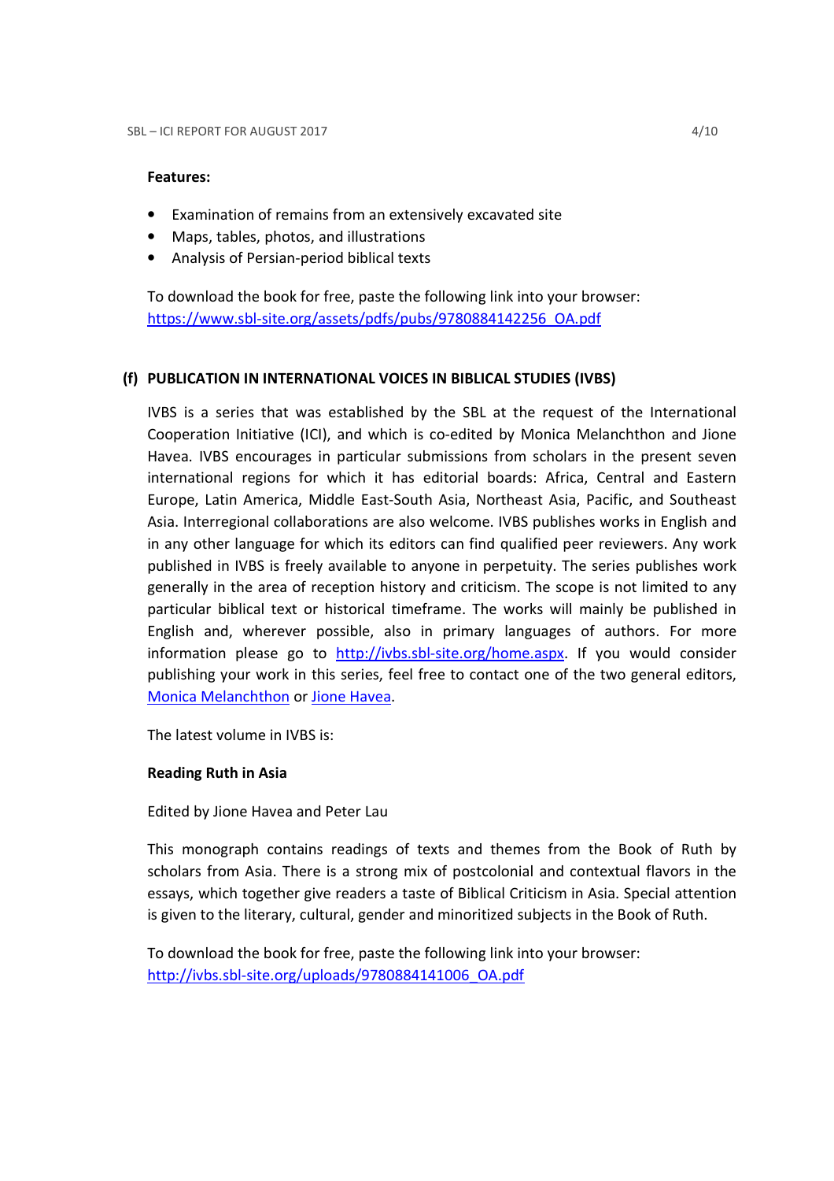**Features:**

- Examination of remains from an extensively excavated site
- Maps, tables, photos, and illustrations
- Analysis of Persian-period biblical texts

To download the book for free, paste the following link into your browser:
[https://www.sbl-site.org/assets/pdfs/pubs/9780884142256_OA.pdf](https://www.sbl-site.org/assets/pdfs/pubs/9780884142256_OA.pdf)

### (f) PUBLICATION IN INTERNATIONAL VOICES IN BIBLICAL STUDIES (IVBS)

IVBS is a series that was established by the SBL at the request of the International Cooperation Initiative (ICI), and which is co-edited by Monica Melanchthon and Jione Havea. IVBS encourages in particular submissions from scholars in the present seven international regions for which it has editorial boards: Africa, Central and Eastern Europe, Latin America, Middle East-South Asia, Northeast Asia, Pacific, and Southeast Asia. Interregional collaborations are also welcome. IVBS publishes works in English and in any other language for which its editors can find qualified peer reviewers. Any work published in IVBS is freely available to anyone in perpetuity. The series publishes work generally in the area of reception history and criticism. The scope is not limited to any particular biblical text or historical timeframe. The works will mainly be published in English and, wherever possible, also in primary languages of authors. For more information please go to [http://ivbs.sbl-site.org/home.aspx](http://ivbs.sbl-site.org/home.aspx). If you would consider publishing your work in this series, feel free to contact one of the two general editors, Monica Melanchthon or Jione Havea.

The latest volume in IVBS is:

**Reading Ruth in Asia**

Edited by Jione Havea and Peter Lau

This monograph contains readings of texts and themes from the Book of Ruth by scholars from Asia. There is a strong mix of postcolonial and contextual flavors in the essays, which together give readers a taste of Biblical Criticism in Asia. Special attention is given to the literary, cultural, gender and minoritized subjects in the Book of Ruth.

To download the book for free, paste the following link into your browser:
[http://ivbs.sbl-site.org/uploads/9780884141006_OA.pdf](http://ivbs.sbl-site.org/uploads/9780884141006_OA.pdf)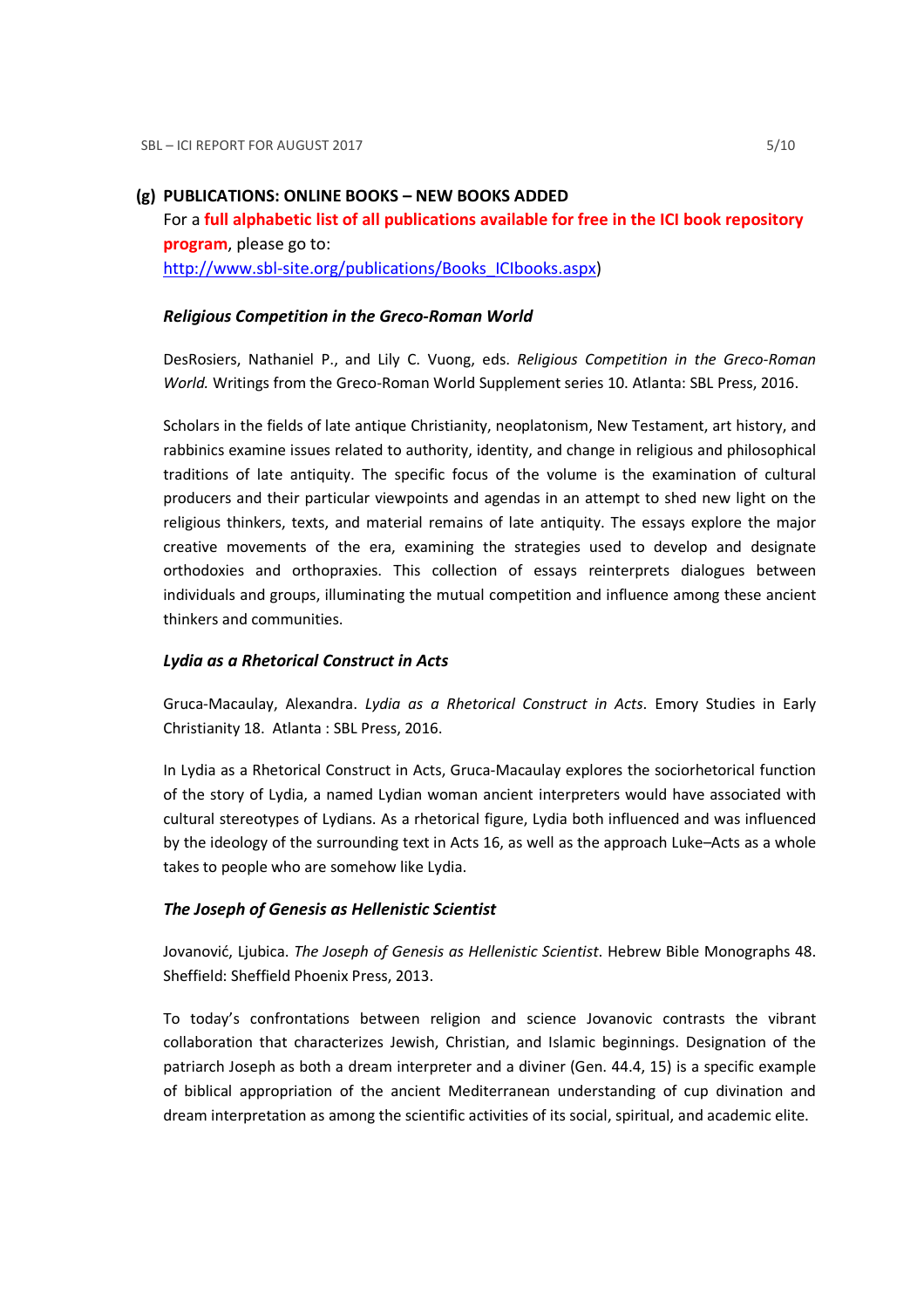## (g) PUBLICATIONS: ONLINE BOOKS – NEW BOOKS ADDED

For a **full alphabetic list of all publications available for free in the ICI book repository program**, please go to:
http://www.sbl-site.org/publications/Books_ICIbooks.aspx)

### *Religious Competition in the Greco-Roman World*

DesRosiers, Nathaniel P., and Lily C. Vuong, eds. *Religious Competition in the Greco-Roman World.* Writings from the Greco-Roman World Supplement series 10. Atlanta: SBL Press, 2016.

Scholars in the fields of late antique Christianity, neoplatonism, New Testament, art history, and rabbinics examine issues related to authority, identity, and change in religious and philosophical traditions of late antiquity. The specific focus of the volume is the examination of cultural producers and their particular viewpoints and agendas in an attempt to shed new light on the religious thinkers, texts, and material remains of late antiquity. The essays explore the major creative movements of the era, examining the strategies used to develop and designate orthodoxies and orthopraxies. This collection of essays reinterprets dialogues between individuals and groups, illuminating the mutual competition and influence among these ancient thinkers and communities.

### *Lydia as a Rhetorical Construct in Acts*

Gruca-Macaulay, Alexandra. *Lydia as a Rhetorical Construct in Acts*. Emory Studies in Early Christianity 18. Atlanta : SBL Press, 2016.

In Lydia as a Rhetorical Construct in Acts, Gruca-Macaulay explores the sociorhetorical function of the story of Lydia, a named Lydian woman ancient interpreters would have associated with cultural stereotypes of Lydians. As a rhetorical figure, Lydia both influenced and was influenced by the ideology of the surrounding text in Acts 16, as well as the approach Luke–Acts as a whole takes to people who are somehow like Lydia.

### *The Joseph of Genesis as Hellenistic Scientist*

Jovanović, Ljubica. *The Joseph of Genesis as Hellenistic Scientist*. Hebrew Bible Monographs 48. Sheffield: Sheffield Phoenix Press, 2013.

To today's confrontations between religion and science Jovanovic contrasts the vibrant collaboration that characterizes Jewish, Christian, and Islamic beginnings. Designation of the patriarch Joseph as both a dream interpreter and a diviner (Gen. 44.4, 15) is a specific example of biblical appropriation of the ancient Mediterranean understanding of cup divination and dream interpretation as among the scientific activities of its social, spiritual, and academic elite.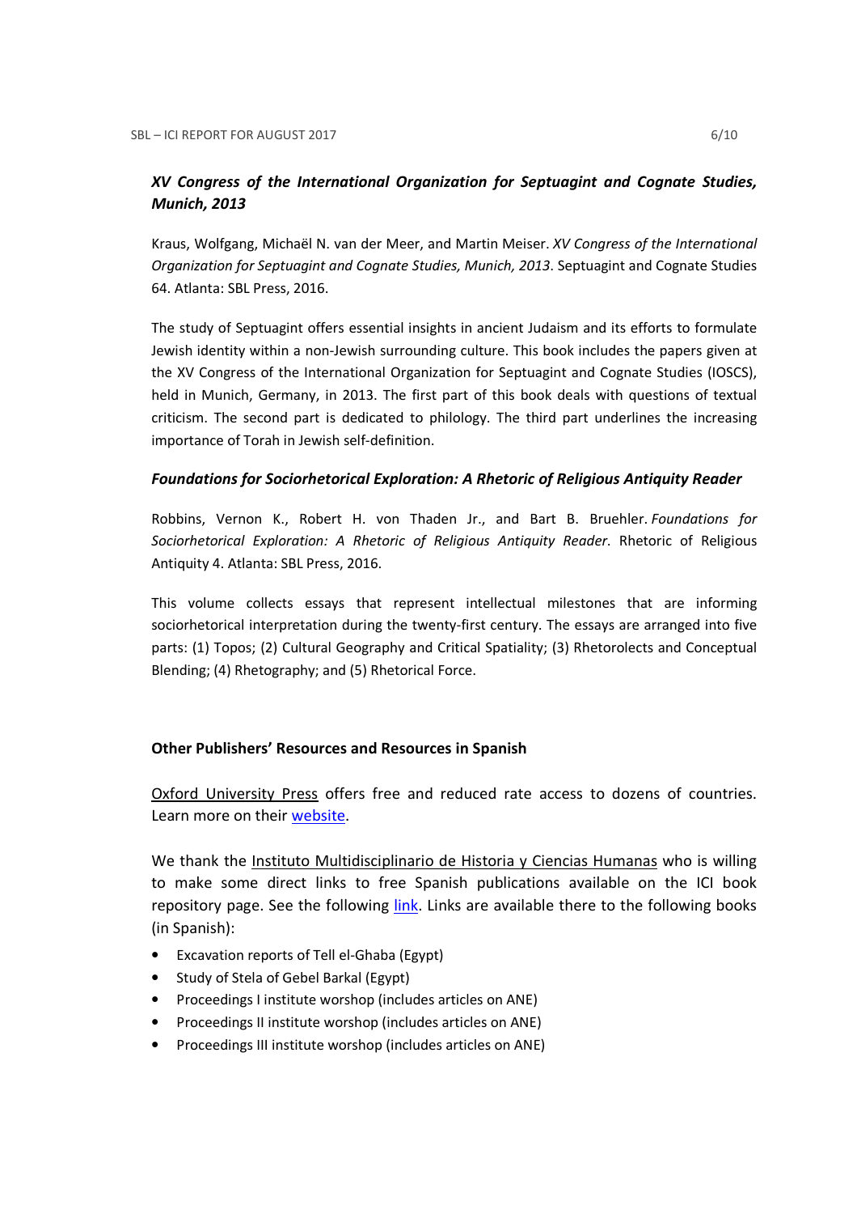### ***XV Congress of the International Organization for Septuagint and Cognate Studies, Munich, 2013***

Kraus, Wolfgang, Michaël N. van der Meer, and Martin Meiser. *XV Congress of the International Organization for Septuagint and Cognate Studies, Munich, 2013*. Septuagint and Cognate Studies 64. Atlanta: SBL Press, 2016.

The study of Septuagint offers essential insights in ancient Judaism and its efforts to formulate Jewish identity within a non-Jewish surrounding culture. This book includes the papers given at the XV Congress of the International Organization for Septuagint and Cognate Studies (IOSCS), held in Munich, Germany, in 2013. The first part of this book deals with questions of textual criticism. The second part is dedicated to philology. The third part underlines the increasing importance of Torah in Jewish self-definition.

### ***Foundations for Sociorhetorical Exploration: A Rhetoric of Religious Antiquity Reader***

Robbins, Vernon K., Robert H. von Thaden Jr., and Bart B. Bruehler. *Foundations for Sociorhetorical Exploration: A Rhetoric of Religious Antiquity Reader*. Rhetoric of Religious Antiquity 4. Atlanta: SBL Press, 2016.

This volume collects essays that represent intellectual milestones that are informing sociorhetorical interpretation during the twenty-first century. The essays are arranged into five parts: (1) Topos; (2) Cultural Geography and Critical Spatiality; (3) Rhetorolects and Conceptual Blending; (4) Rhetography; and (5) Rhetorical Force.

### **Other Publishers' Resources and Resources in Spanish**

Oxford University Press offers free and reduced rate access to dozens of countries. Learn more on their website.

We thank the Instituto Multidisciplinario de Historia y Ciencias Humanas who is willing to make some direct links to free Spanish publications available on the ICI book repository page. See the following link. Links are available there to the following books (in Spanish):

- Excavation reports of Tell el-Ghaba (Egypt)
- Study of Stela of Gebel Barkal (Egypt)
- Proceedings I institute worshop (includes articles on ANE)
- Proceedings II institute worshop (includes articles on ANE)
- Proceedings III institute worshop (includes articles on ANE)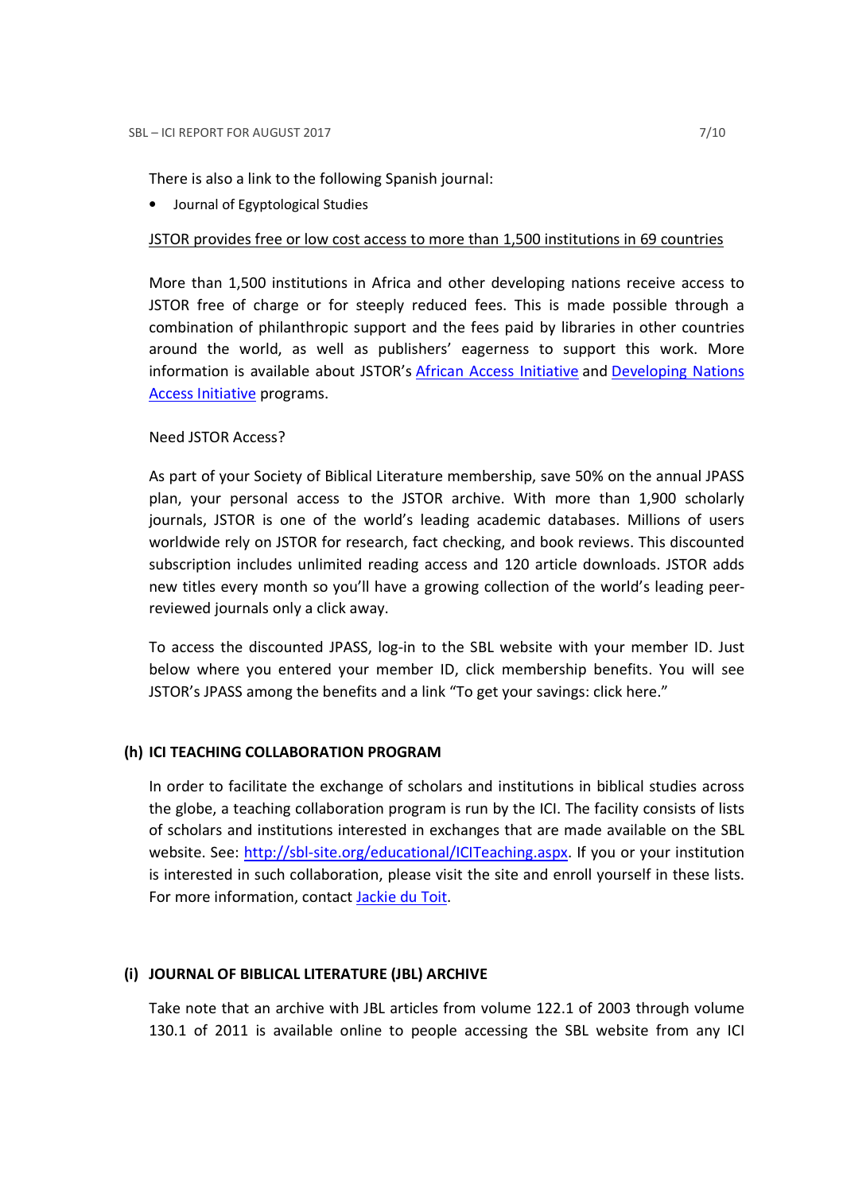There is also a link to the following Spanish journal:

- Journal of Egyptological Studies

JSTOR provides free or low cost access to more than 1,500 institutions in 69 countries

More than 1,500 institutions in Africa and other developing nations receive access to JSTOR free of charge or for steeply reduced fees. This is made possible through a combination of philanthropic support and the fees paid by libraries in other countries around the world, as well as publishers' eagerness to support this work. More information is available about JSTOR's African Access Initiative and Developing Nations Access Initiative programs.

Need JSTOR Access?

As part of your Society of Biblical Literature membership, save 50% on the annual JPASS plan, your personal access to the JSTOR archive. With more than 1,900 scholarly journals, JSTOR is one of the world's leading academic databases. Millions of users worldwide rely on JSTOR for research, fact checking, and book reviews. This discounted subscription includes unlimited reading access and 120 article downloads. JSTOR adds new titles every month so you'll have a growing collection of the world's leading peer-reviewed journals only a click away.

To access the discounted JPASS, log-in to the SBL website with your member ID. Just below where you entered your member ID, click membership benefits. You will see JSTOR's JPASS among the benefits and a link "To get your savings: click here."

### (h) ICI TEACHING COLLABORATION PROGRAM

In order to facilitate the exchange of scholars and institutions in biblical studies across the globe, a teaching collaboration program is run by the ICI. The facility consists of lists of scholars and institutions interested in exchanges that are made available on the SBL website. See: http://sbl-site.org/educational/ICITeaching.aspx. If you or your institution is interested in such collaboration, please visit the site and enroll yourself in these lists. For more information, contact Jackie du Toit.

### (i) JOURNAL OF BIBLICAL LITERATURE (JBL) ARCHIVE

Take note that an archive with JBL articles from volume 122.1 of 2003 through volume 130.1 of 2011 is available online to people accessing the SBL website from any ICI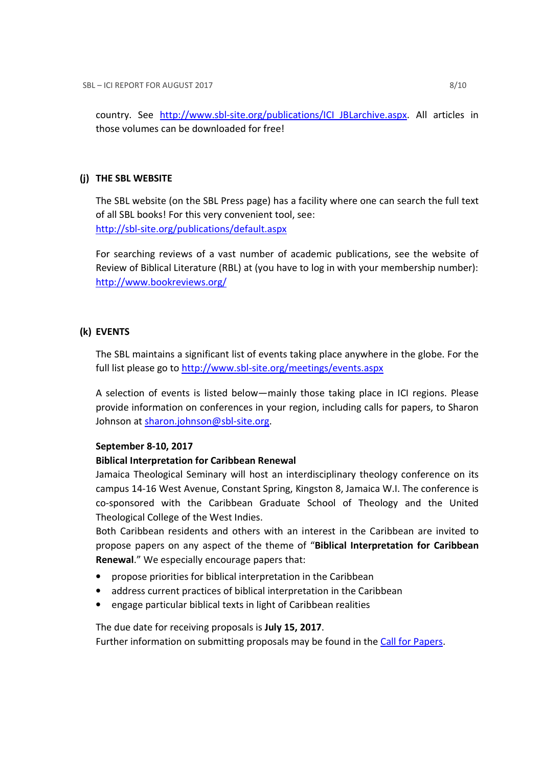country. See [http://www.sbl-site.org/publications/ICI_JBLarchive.aspx](http://www.sbl-site.org/publications/ICI_JBLarchive.aspx). All articles in those volumes can be downloaded for free!

### (j) THE SBL WEBSITE

The SBL website (on the SBL Press page) has a facility where one can search the full text of all SBL books! For this very convenient tool, see: [http://sbl-site.org/publications/default.aspx](http://sbl-site.org/publications/default.aspx)

For searching reviews of a vast number of academic publications, see the website of Review of Biblical Literature (RBL) at (you have to log in with your membership number): [http://www.bookreviews.org/](http://www.bookreviews.org/)

### (k) EVENTS

The SBL maintains a significant list of events taking place anywhere in the globe. For the full list please go to [http://www.sbl-site.org/meetings/events.aspx](http://www.sbl-site.org/meetings/events.aspx)

A selection of events is listed below—mainly those taking place in ICI regions. Please provide information on conferences in your region, including calls for papers, to Sharon Johnson at [sharon.johnson@sbl-site.org](mailto:sharon.johnson@sbl-site.org).

**September 8-10, 2017**
**Biblical Interpretation for Caribbean Renewal**
Jamaica Theological Seminary will host an interdisciplinary theology conference on its campus 14-16 West Avenue, Constant Spring, Kingston 8, Jamaica W.I. The conference is co-sponsored with the Caribbean Graduate School of Theology and the United Theological College of the West Indies.
Both Caribbean residents and others with an interest in the Caribbean are invited to propose papers on any aspect of the theme of "**Biblical Interpretation for Caribbean Renewal**." We especially encourage papers that:

- propose priorities for biblical interpretation in the Caribbean
- address current practices of biblical interpretation in the Caribbean
- engage particular biblical texts in light of Caribbean realities

The due date for receiving proposals is **July 15, 2017**.
Further information on submitting proposals may be found in the Call for Papers.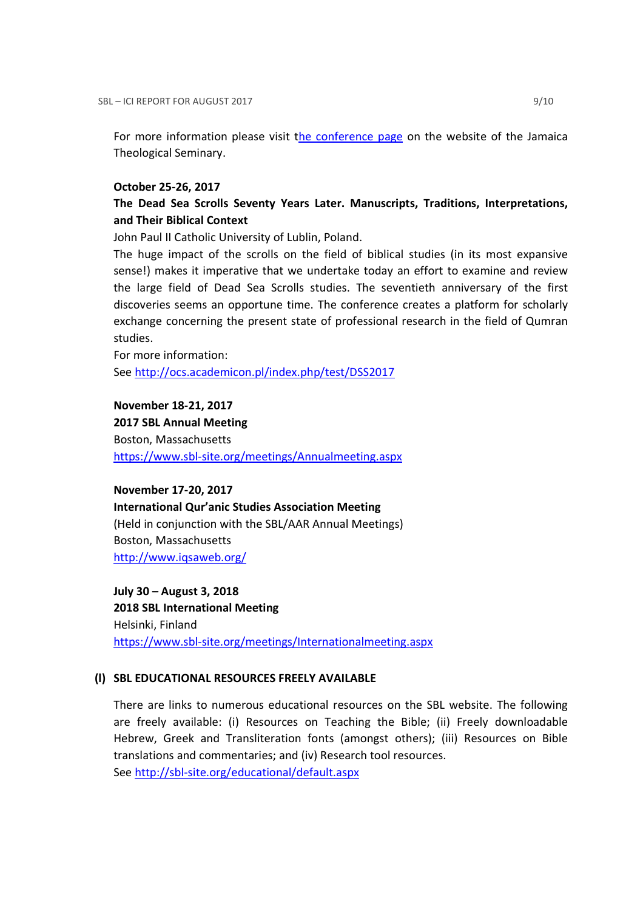For more information please visit the conference page on the website of the Jamaica Theological Seminary.

**October 25-26, 2017**

**The Dead Sea Scrolls Seventy Years Later. Manuscripts, Traditions, Interpretations, and Their Biblical Context**

John Paul II Catholic University of Lublin, Poland.

The huge impact of the scrolls on the field of biblical studies (in its most expansive sense!) makes it imperative that we undertake today an effort to examine and review the large field of Dead Sea Scrolls studies. The seventieth anniversary of the first discoveries seems an opportune time. The conference creates a platform for scholarly exchange concerning the present state of professional research in the field of Qumran studies.

For more information:

See http://ocs.academicon.pl/index.php/test/DSS2017

**November 18-21, 2017**

**2017 SBL Annual Meeting**

Boston, Massachusetts

https://www.sbl-site.org/meetings/Annualmeeting.aspx

**November 17-20, 2017**

**International Qur'anic Studies Association Meeting**

(Held in conjunction with the SBL/AAR Annual Meetings)

Boston, Massachusetts

http://www.iqsaweb.org/

**July 30 – August 3, 2018**

**2018 SBL International Meeting**

Helsinki, Finland

https://www.sbl-site.org/meetings/Internationalmeeting.aspx

## (l) SBL EDUCATIONAL RESOURCES FREELY AVAILABLE

There are links to numerous educational resources on the SBL website. The following are freely available: (i) Resources on Teaching the Bible; (ii) Freely downloadable Hebrew, Greek and Transliteration fonts (amongst others); (iii) Resources on Bible translations and commentaries; and (iv) Research tool resources.

See http://sbl-site.org/educational/default.aspx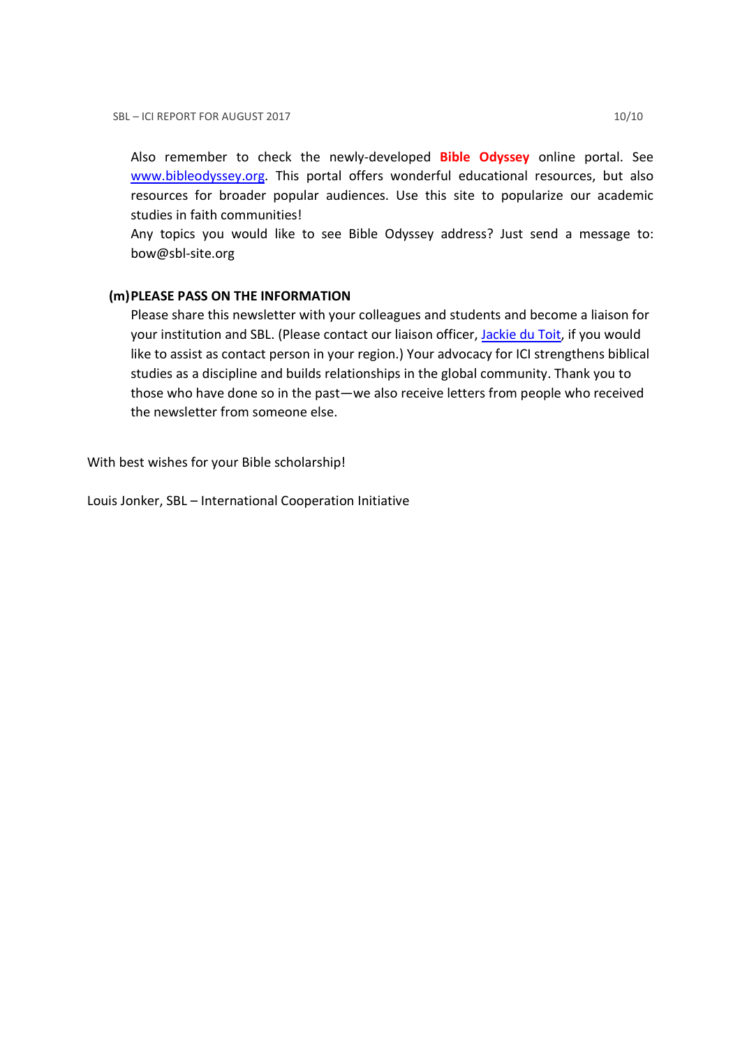Also remember to check the newly-developed **Bible Odyssey** online portal. See [www.bibleodyssey.org](http://www.bibleodyssey.org). This portal offers wonderful educational resources, but also resources for broader popular audiences. Use this site to popularize our academic studies in faith communities!

Any topics you would like to see Bible Odyssey address? Just send a message to: bow@sbl-site.org

**(m) PLEASE PASS ON THE INFORMATION**

Please share this newsletter with your colleagues and students and become a liaison for your institution and SBL. (Please contact our liaison officer, Jackie du Toit, if you would like to assist as contact person in your region.) Your advocacy for ICI strengthens biblical studies as a discipline and builds relationships in the global community. Thank you to those who have done so in the past—we also receive letters from people who received the newsletter from someone else.

With best wishes for your Bible scholarship!

Louis Jonker, SBL – International Cooperation Initiative